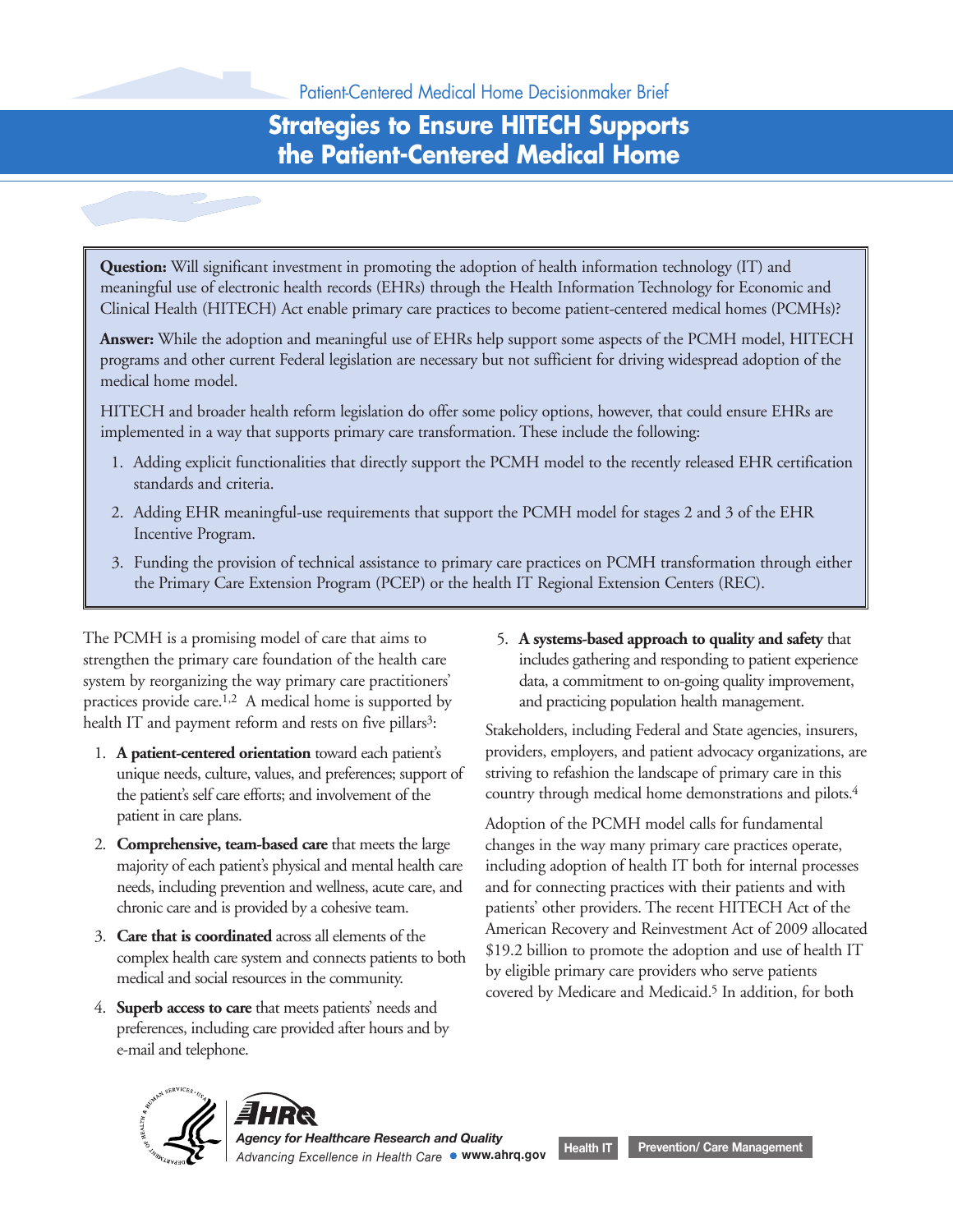Patient-Centered Medical Home Decisionmaker Brief

# Strategies to Ensure HITECH Supports the Patient-Centered Medical Home

**Question:** Will significant investment in promoting the adoption of health information technology (IT) and meaningful use of electronic health records (EHRs) through the Health Information Technology for Economic and Clinical Health (HITECH) Act enable primary care practices to become patient-centered medical homes (PCMHs)?

**Answer:** While the adoption and meaningful use of EHRs help support some aspects of the PCMH model, HITECH programs and other current Federal legislation are necessary but not sufficient for driving widespread adoption of the medical home model.

HITECH and broader health reform legislation do offer some policy options, however, that could ensure EHRs are implemented in a way that supports primary care transformation. These include the following:

1. Adding explicit functionalities that directly support the PCMH model to the recently released EHR certification standards and criteria.
2. Adding EHR meaningful-use requirements that support the PCMH model for stages 2 and 3 of the EHR Incentive Program.
3. Funding the provision of technical assistance to primary care practices on PCMH transformation through either the Primary Care Extension Program (PCEP) or the health IT Regional Extension Centers (REC).

The PCMH is a promising model of care that aims to strengthen the primary care foundation of the health care system by reorganizing the way primary care practitioners' practices provide care.[1,2] A medical home is supported by health IT and payment reform and rests on five pillars[3]:

1. **A patient-centered orientation** toward each patient's unique needs, culture, values, and preferences; support of the patient's self care efforts; and involvement of the patient in care plans.
2. **Comprehensive, team-based care** that meets the large majority of each patient's physical and mental health care needs, including prevention and wellness, acute care, and chronic care and is provided by a cohesive team.
3. **Care that is coordinated** across all elements of the complex health care system and connects patients to both medical and social resources in the community.
4. **Superb access to care** that meets patients' needs and preferences, including care provided after hours and by e-mail and telephone.
5. **A systems-based approach to quality and safety** that includes gathering and responding to patient experience data, a commitment to on-going quality improvement, and practicing population health management.

Stakeholders, including Federal and State agencies, insurers, providers, employers, and patient advocacy organizations, are striving to refashion the landscape of primary care in this country through medical home demonstrations and pilots.[4]

Adoption of the PCMH model calls for fundamental changes in the way many primary care practices operate, including adoption of health IT both for internal processes and for connecting practices with their patients and with patients' other providers. The recent HITECH Act of the American Recovery and Reinvestment Act of 2009 allocated $19.2 billion to promote the adoption and use of health IT by eligible primary care providers who serve patients covered by Medicare and Medicaid.[5] In addition, for both

AHRQ — Agency for Healthcare Research and Quality
*Advancing Excellence in Health Care* • www.ahrq.gov

Health IT | Prevention/ Care Management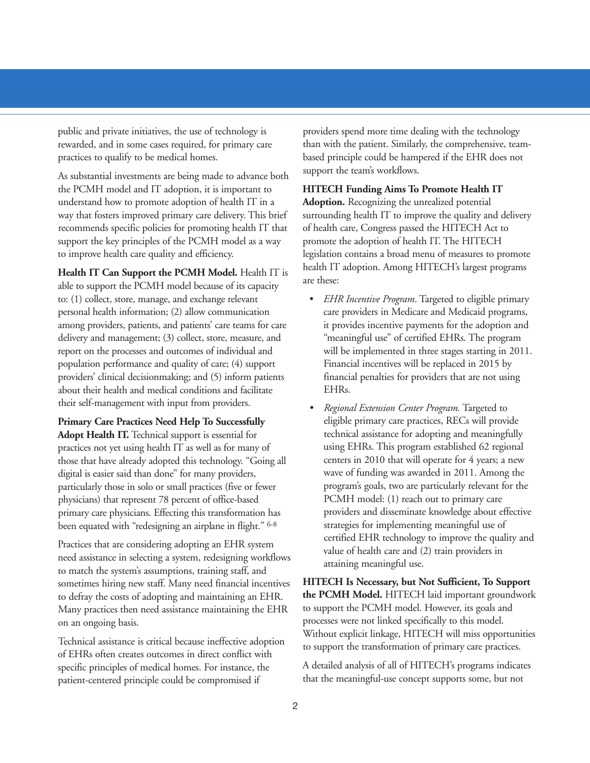public and private initiatives, the use of technology is rewarded, and in some cases required, for primary care practices to qualify to be medical homes.

As substantial investments are being made to advance both the PCMH model and IT adoption, it is important to understand how to promote adoption of health IT in a way that fosters improved primary care delivery. This brief recommends specific policies for promoting health IT that support the key principles of the PCMH model as a way to improve health care quality and efficiency.

**Health IT Can Support the PCMH Model.** Health IT is able to support the PCMH model because of its capacity to: (1) collect, store, manage, and exchange relevant personal health information; (2) allow communication among providers, patients, and patients' care teams for care delivery and management; (3) collect, store, measure, and report on the processes and outcomes of individual and population performance and quality of care; (4) support providers' clinical decisionmaking; and (5) inform patients about their health and medical conditions and facilitate their self-management with input from providers.

**Primary Care Practices Need Help To Successfully Adopt Health IT.** Technical support is essential for practices not yet using health IT as well as for many of those that have already adopted this technology. "Going all digital is easier said than done" for many providers, particularly those in solo or small practices (five or fewer physicians) that represent 78 percent of office-based primary care physicians. Effecting this transformation has been equated with "redesigning an airplane in flight." [6-8]

Practices that are considering adopting an EHR system need assistance in selecting a system, redesigning workflows to match the system's assumptions, training staff, and sometimes hiring new staff. Many need financial incentives to defray the costs of adopting and maintaining an EHR. Many practices then need assistance maintaining the EHR on an ongoing basis.

Technical assistance is critical because ineffective adoption of EHRs often creates outcomes in direct conflict with specific principles of medical homes. For instance, the patient-centered principle could be compromised if providers spend more time dealing with the technology than with the patient. Similarly, the comprehensive, team-based principle could be hampered if the EHR does not support the team's workflows.

**HITECH Funding Aims To Promote Health IT Adoption.** Recognizing the unrealized potential surrounding health IT to improve the quality and delivery of health care, Congress passed the HITECH Act to promote the adoption of health IT. The HITECH legislation contains a broad menu of measures to promote health IT adoption. Among HITECH's largest programs are these:

- *EHR Incentive Program*. Targeted to eligible primary care providers in Medicare and Medicaid programs, it provides incentive payments for the adoption and "meaningful use" of certified EHRs. The program will be implemented in three stages starting in 2011. Financial incentives will be replaced in 2015 by financial penalties for providers that are not using EHRs.
- *Regional Extension Center Program.* Targeted to eligible primary care practices, RECs will provide technical assistance for adopting and meaningfully using EHRs. This program established 62 regional centers in 2010 that will operate for 4 years; a new wave of funding was awarded in 2011. Among the program's goals, two are particularly relevant for the PCMH model: (1) reach out to primary care providers and disseminate knowledge about effective strategies for implementing meaningful use of certified EHR technology to improve the quality and value of health care and (2) train providers in attaining meaningful use.

**HITECH Is Necessary, but Not Sufficient, To Support the PCMH Model.** HITECH laid important groundwork to support the PCMH model. However, its goals and processes were not linked specifically to this model. Without explicit linkage, HITECH will miss opportunities to support the transformation of primary care practices.

A detailed analysis of all of HITECH's programs indicates that the meaningful-use concept supports some, but not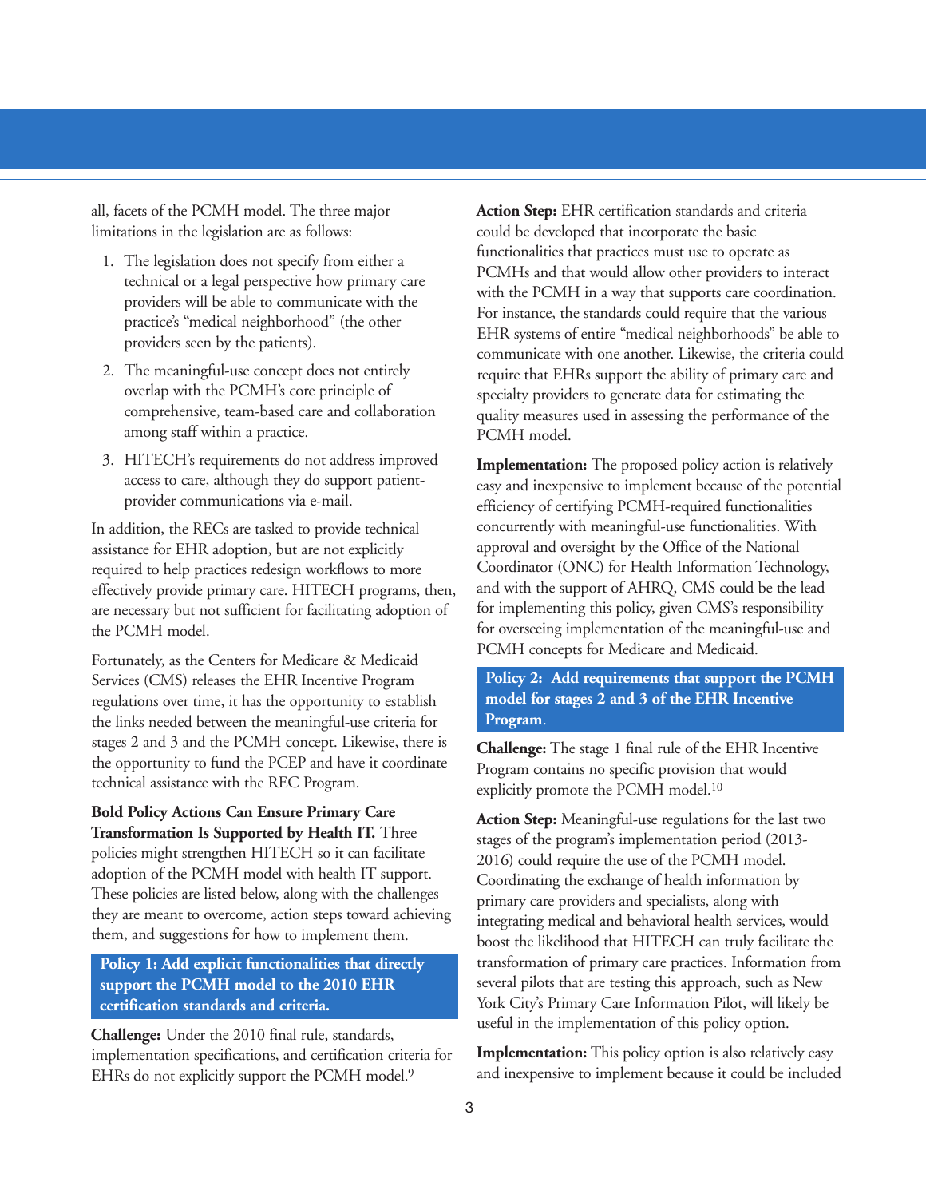all, facets of the PCMH model. The three major limitations in the legislation are as follows:

1. The legislation does not specify from either a technical or a legal perspective how primary care providers will be able to communicate with the practice's "medical neighborhood" (the other providers seen by the patients).
2. The meaningful-use concept does not entirely overlap with the PCMH's core principle of comprehensive, team-based care and collaboration among staff within a practice.
3. HITECH's requirements do not address improved access to care, although they do support patient-provider communications via e-mail.

In addition, the RECs are tasked to provide technical assistance for EHR adoption, but are not explicitly required to help practices redesign workflows to more effectively provide primary care. HITECH programs, then, are necessary but not sufficient for facilitating adoption of the PCMH model.

Fortunately, as the Centers for Medicare & Medicaid Services (CMS) releases the EHR Incentive Program regulations over time, it has the opportunity to establish the links needed between the meaningful-use criteria for stages 2 and 3 and the PCMH concept. Likewise, there is the opportunity to fund the PCEP and have it coordinate technical assistance with the REC Program.

**Bold Policy Actions Can Ensure Primary Care Transformation Is Supported by Health IT.** Three policies might strengthen HITECH so it can facilitate adoption of the PCMH model with health IT support. These policies are listed below, along with the challenges they are meant to overcome, action steps toward achieving them, and suggestions for how to implement them.

### Policy 1: Add explicit functionalities that directly support the PCMH model to the 2010 EHR certification standards and criteria.

**Challenge:** Under the 2010 final rule, standards, implementation specifications, and certification criteria for EHRs do not explicitly support the PCMH model.[9]

**Action Step:** EHR certification standards and criteria could be developed that incorporate the basic functionalities that practices must use to operate as PCMHs and that would allow other providers to interact with the PCMH in a way that supports care coordination. For instance, the standards could require that the various EHR systems of entire "medical neighborhoods" be able to communicate with one another. Likewise, the criteria could require that EHRs support the ability of primary care and specialty providers to generate data for estimating the quality measures used in assessing the performance of the PCMH model.

**Implementation:** The proposed policy action is relatively easy and inexpensive to implement because of the potential efficiency of certifying PCMH-required functionalities concurrently with meaningful-use functionalities. With approval and oversight by the Office of the National Coordinator (ONC) for Health Information Technology, and with the support of AHRQ, CMS could be the lead for implementing this policy, given CMS's responsibility for overseeing implementation of the meaningful-use and PCMH concepts for Medicare and Medicaid.

### Policy 2: Add requirements that support the PCMH model for stages 2 and 3 of the EHR Incentive Program.

**Challenge:** The stage 1 final rule of the EHR Incentive Program contains no specific provision that would explicitly promote the PCMH model.[10]

**Action Step:** Meaningful-use regulations for the last two stages of the program's implementation period (2013-2016) could require the use of the PCMH model. Coordinating the exchange of health information by primary care providers and specialists, along with integrating medical and behavioral health services, would boost the likelihood that HITECH can truly facilitate the transformation of primary care practices. Information from several pilots that are testing this approach, such as New York City's Primary Care Information Pilot, will likely be useful in the implementation of this policy option.

**Implementation:** This policy option is also relatively easy and inexpensive to implement because it could be included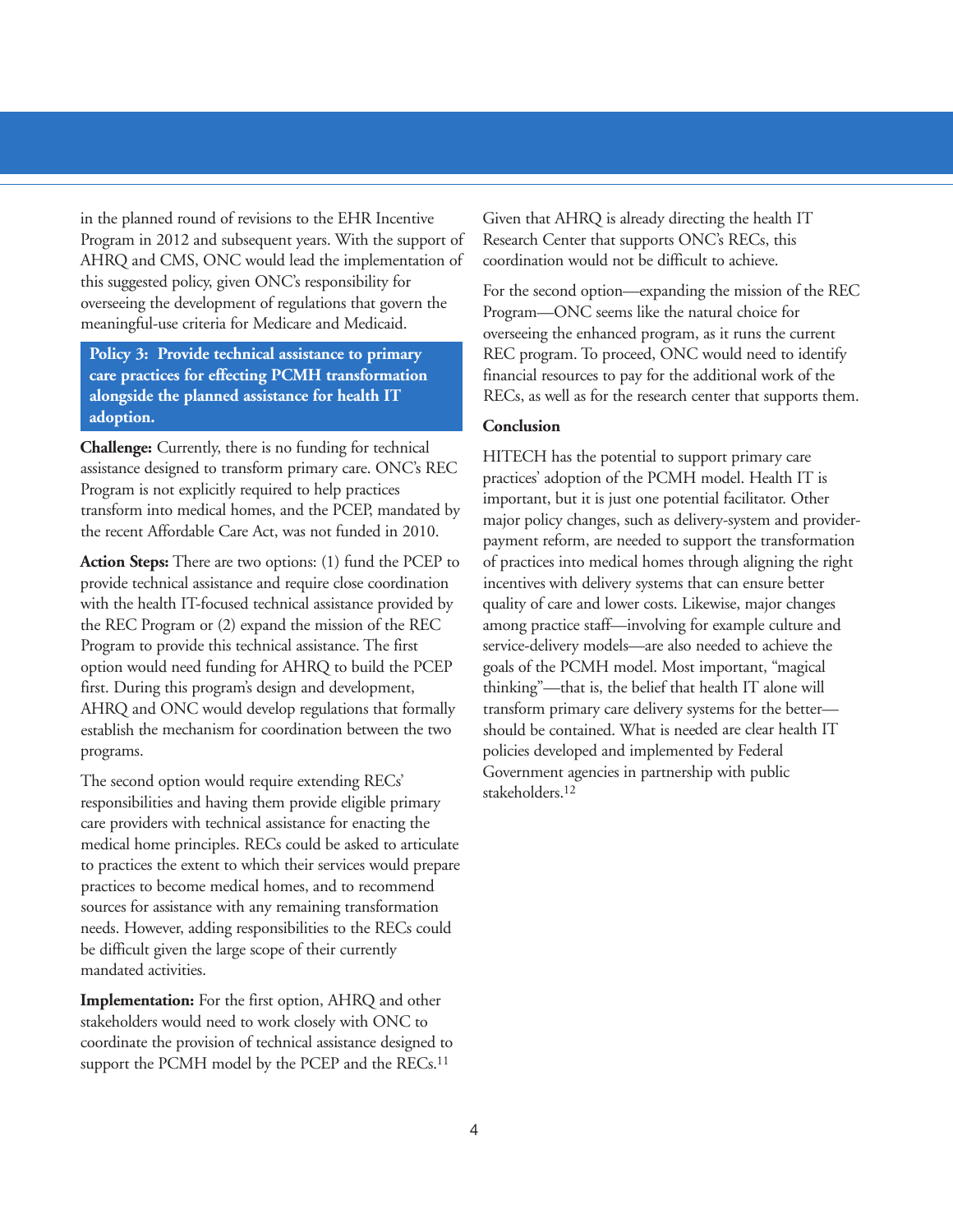in the planned round of revisions to the EHR Incentive Program in 2012 and subsequent years. With the support of AHRQ and CMS, ONC would lead the implementation of this suggested policy, given ONC's responsibility for overseeing the development of regulations that govern the meaningful-use criteria for Medicare and Medicaid.

### Policy 3: Provide technical assistance to primary care practices for effecting PCMH transformation alongside the planned assistance for health IT adoption.

**Challenge:** Currently, there is no funding for technical assistance designed to transform primary care. ONC's REC Program is not explicitly required to help practices transform into medical homes, and the PCEP, mandated by the recent Affordable Care Act, was not funded in 2010.

**Action Steps:** There are two options: (1) fund the PCEP to provide technical assistance and require close coordination with the health IT-focused technical assistance provided by the REC Program or (2) expand the mission of the REC Program to provide this technical assistance. The first option would need funding for AHRQ to build the PCEP first. During this program's design and development, AHRQ and ONC would develop regulations that formally establish the mechanism for coordination between the two programs.

The second option would require extending RECs' responsibilities and having them provide eligible primary care providers with technical assistance for enacting the medical home principles. RECs could be asked to articulate to practices the extent to which their services would prepare practices to become medical homes, and to recommend sources for assistance with any remaining transformation needs. However, adding responsibilities to the RECs could be difficult given the large scope of their currently mandated activities.

**Implementation:** For the first option, AHRQ and other stakeholders would need to work closely with ONC to coordinate the provision of technical assistance designed to support the PCMH model by the PCEP and the RECs.[11] Given that AHRQ is already directing the health IT Research Center that supports ONC's RECs, this coordination would not be difficult to achieve.

For the second option—expanding the mission of the REC Program—ONC seems like the natural choice for overseeing the enhanced program, as it runs the current REC program. To proceed, ONC would need to identify financial resources to pay for the additional work of the RECs, as well as for the research center that supports them.

**Conclusion**

HITECH has the potential to support primary care practices' adoption of the PCMH model. Health IT is important, but it is just one potential facilitator. Other major policy changes, such as delivery-system and provider-payment reform, are needed to support the transformation of practices into medical homes through aligning the right incentives with delivery systems that can ensure better quality of care and lower costs. Likewise, major changes among practice staff—involving for example culture and service-delivery models—are also needed to achieve the goals of the PCMH model. Most important, "magical thinking"—that is, the belief that health IT alone will transform primary care delivery systems for the better—should be contained. What is needed are clear health IT policies developed and implemented by Federal Government agencies in partnership with public stakeholders.[12]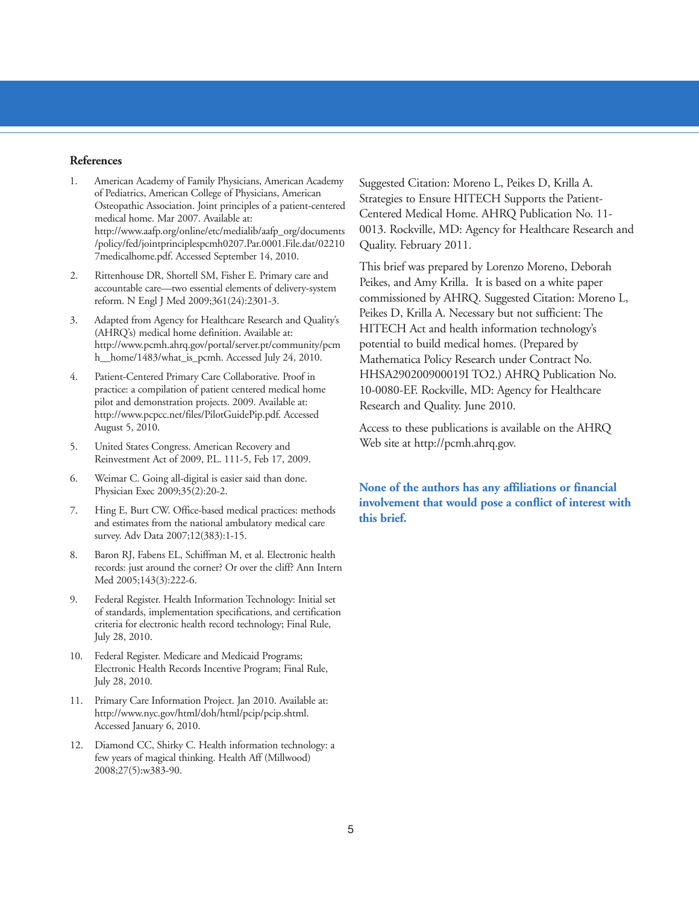## References

1. American Academy of Family Physicians, American Academy of Pediatrics, American College of Physicians, American Osteopathic Association. Joint principles of a patient-centered medical home. Mar 2007. Available at: http://www.aafp.org/online/etc/medialib/aafp_org/documents/policy/fed/jointprinciplespcmh0207.Par.0001.File.dat/022107medicalhome.pdf. Accessed September 14, 2010.
2. Rittenhouse DR, Shortell SM, Fisher E. Primary care and accountable care—two essential elements of delivery-system reform. N Engl J Med 2009;361(24):2301-3.
3. Adapted from Agency for Healthcare Research and Quality's (AHRQ's) medical home definition. Available at: http://www.pcmh.ahrq.gov/portal/server.pt/community/pcmh__home/1483/what_is_pcmh. Accessed July 24, 2010.
4. Patient-Centered Primary Care Collaborative. Proof in practice: a compilation of patient centered medical home pilot and demonstration projects. 2009. Available at: http://www.pcpcc.net/files/PilotGuidePip.pdf. Accessed August 5, 2010.
5. United States Congress. American Recovery and Reinvestment Act of 2009, P.L. 111-5, Feb 17, 2009.
6. Weimar C. Going all-digital is easier said than done. Physician Exec 2009;35(2):20-2.
7. Hing E, Burt CW. Office-based medical practices: methods and estimates from the national ambulatory medical care survey. Adv Data 2007;12(383):1-15.
8. Baron RJ, Fabens EL, Schiffman M, et al. Electronic health records: just around the corner? Or over the cliff? Ann Intern Med 2005;143(3):222-6.
9. Federal Register. Health Information Technology: Initial set of standards, implementation specifications, and certification criteria for electronic health record technology; Final Rule, July 28, 2010.
10. Federal Register. Medicare and Medicaid Programs; Electronic Health Records Incentive Program; Final Rule, July 28, 2010.
11. Primary Care Information Project. Jan 2010. Available at: http://www.nyc.gov/html/doh/html/pcip/pcip.shtml. Accessed January 6, 2010.
12. Diamond CC, Shirky C. Health information technology: a few years of magical thinking. Health Aff (Millwood) 2008;27(5):w383-90.

Suggested Citation: Moreno L, Peikes D, Krilla A. Strategies to Ensure HITECH Supports the Patient-Centered Medical Home. AHRQ Publication No. 11-0013. Rockville, MD: Agency for Healthcare Research and Quality. February 2011.

This brief was prepared by Lorenzo Moreno, Deborah Peikes, and Amy Krilla. It is based on a white paper commissioned by AHRQ. Suggested Citation: Moreno L, Peikes D, Krilla A. Necessary but not sufficient: The HITECH Act and health information technology's potential to build medical homes. (Prepared by Mathematica Policy Research under Contract No. HHSA290200900019I TO2.) AHRQ Publication No. 10-0080-EF. Rockville, MD: Agency for Healthcare Research and Quality. June 2010.

Access to these publications is available on the AHRQ Web site at http://pcmh.ahrq.gov.

**None of the authors has any affiliations or financial involvement that would pose a conflict of interest with this brief.**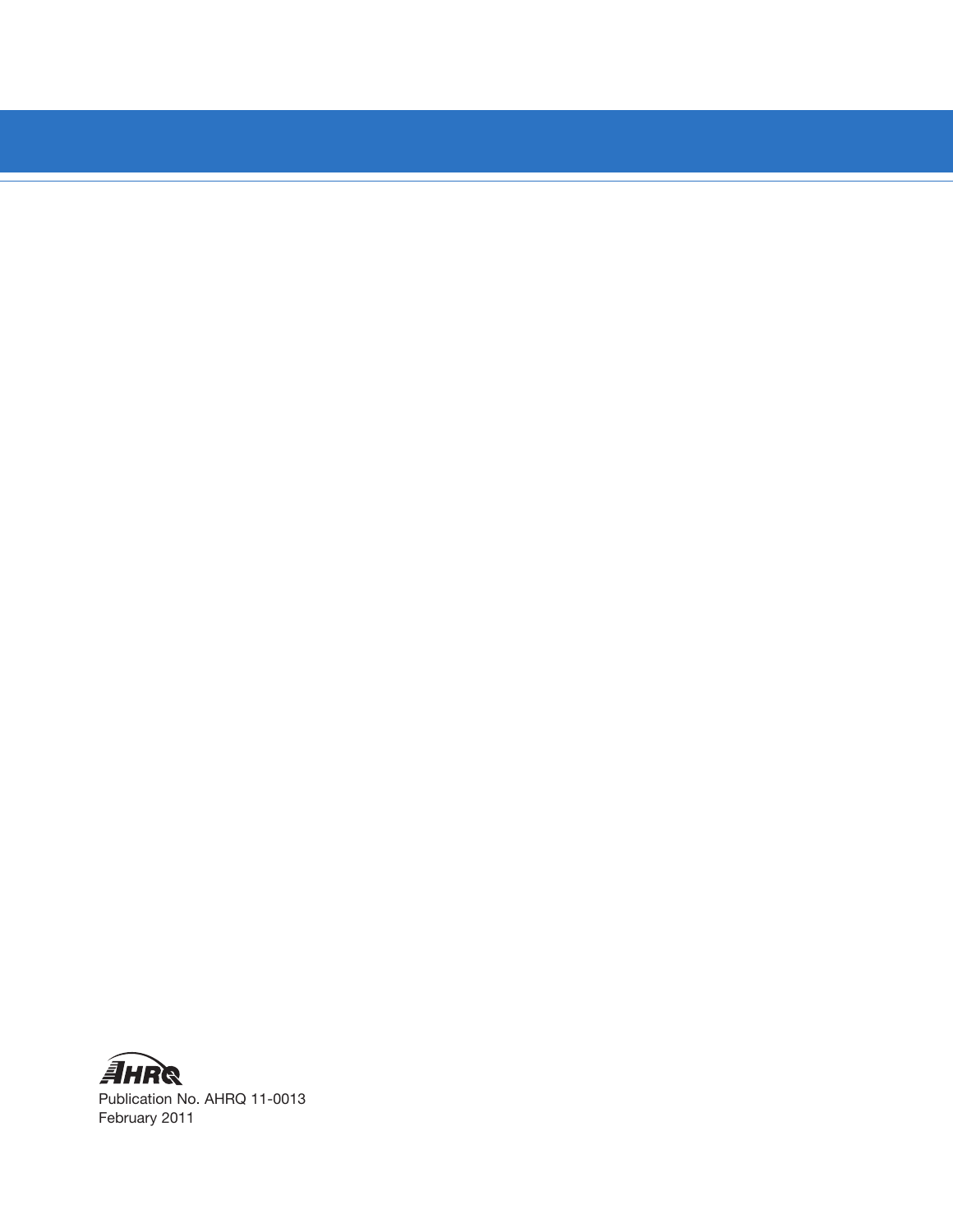AHRQ

Publication No. AHRQ 11-0013
February 2011